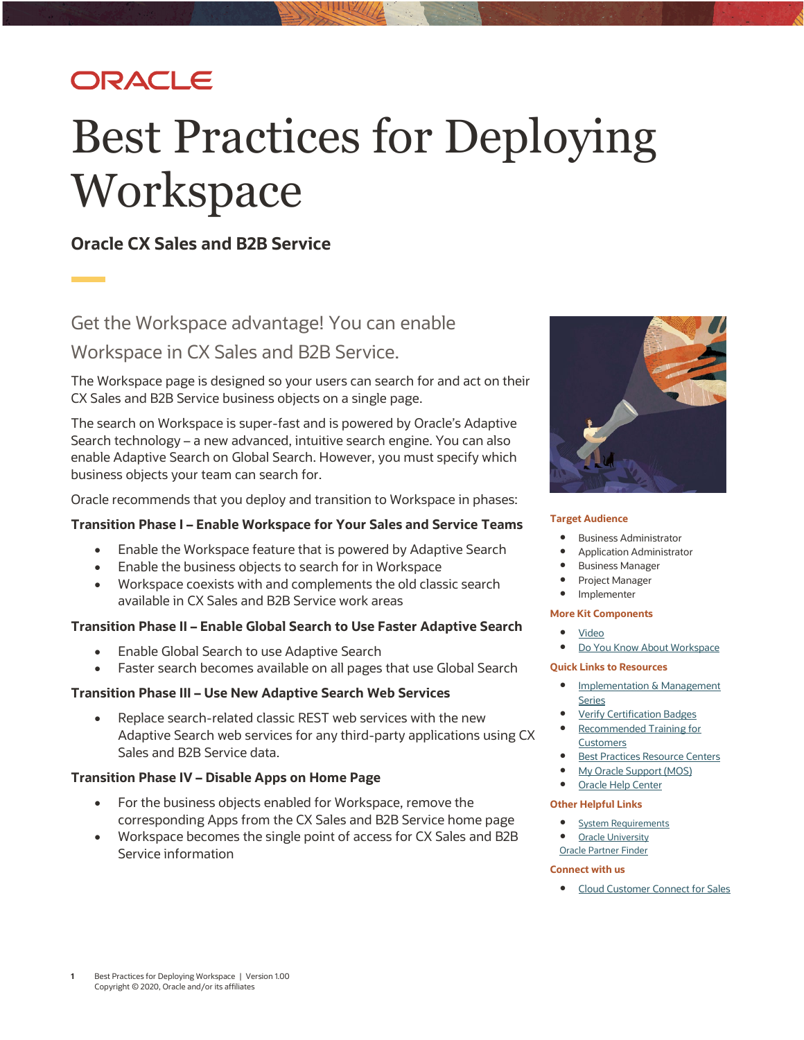ORACLE

# Best Practices for Deploying Workspace

## Oracle CX Sales and B2B Service

### Get the Workspace advantage! You can enable Workspace in CX Sales and B2B Service.

The Workspace page is designed so your users can search for and act on their CX Sales and B2B Service business objects on a single page.

The search on Workspace is super-fast and is powered by Oracle's Adaptive Search technology – a new advanced, intuitive search engine. You can also enable Adaptive Search on Global Search. However, you must specify which business objects your team can search for.

Oracle recommends that you deploy and transition to Workspace in phases:

#### Transition Phase I – Enable Workspace for Your Sales and Service Teams

- Enable the Workspace feature that is powered by Adaptive Search
- Enable the business objects to search for in Workspace
- Workspace coexists with and complements the old classic search available in CX Sales and B2B Service work areas

#### Transition Phase II – Enable Global Search to Use Faster Adaptive Search

- Enable Global Search to use Adaptive Search
- Faster search becomes available on all pages that use Global Search

#### Transition Phase III – Use New Adaptive Search Web Services

- Replace search-related classic REST web services with the new Adaptive Search web services for any third-party applications using CX Sales and B2B Service data.

#### Transition Phase IV – Disable Apps on Home Page

- For the business objects enabled for Workspace, remove the corresponding Apps from the CX Sales and B2B Service home page
- Workspace becomes the single point of access for CX Sales and B2B Service information

**Target Audience**

- Business Administrator
- Application Administrator
- Business Manager
- Project Manager
- Implementer

**More Kit Components**

- Video
- Do You Know About Workspace

**Quick Links to Resources**

- Implementation & Management Series
- Verify Certification Badges
- Recommended Training for Customers
- Best Practices Resource Centers
- My Oracle Support (MOS)
- Oracle Help Center

**Other Helpful Links**

- System Requirements
- Oracle University
- Oracle Partner Finder

**Connect with us**

- Cloud Customer Connect for Sales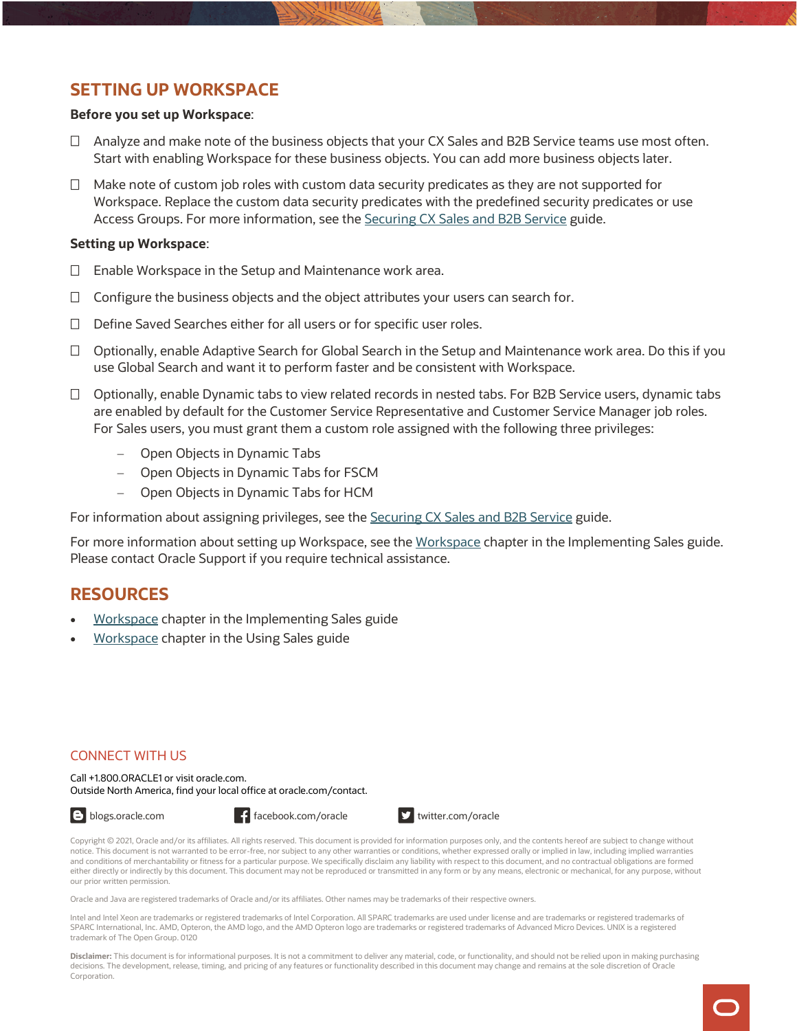## SETTING UP WORKSPACE

**Before you set up Workspace**:

- ☐ Analyze and make note of the business objects that your CX Sales and B2B Service teams use most often. Start with enabling Workspace for these business objects. You can add more business objects later.
- ☐ Make note of custom job roles with custom data security predicates as they are not supported for Workspace. Replace the custom data security predicates with the predefined security predicates or use Access Groups. For more information, see the Securing CX Sales and B2B Service guide.

**Setting up Workspace**:

- ☐ Enable Workspace in the Setup and Maintenance work area.
- ☐ Configure the business objects and the object attributes your users can search for.
- ☐ Define Saved Searches either for all users or for specific user roles.
- ☐ Optionally, enable Adaptive Search for Global Search in the Setup and Maintenance work area. Do this if you use Global Search and want it to perform faster and be consistent with Workspace.
- ☐ Optionally, enable Dynamic tabs to view related records in nested tabs. For B2B Service users, dynamic tabs are enabled by default for the Customer Service Representative and Customer Service Manager job roles. For Sales users, you must grant them a custom role assigned with the following three privileges:
  - Open Objects in Dynamic Tabs
  - Open Objects in Dynamic Tabs for FSCM
  - Open Objects in Dynamic Tabs for HCM

For information about assigning privileges, see the Securing CX Sales and B2B Service guide.

For more information about setting up Workspace, see the Workspace chapter in the Implementing Sales guide. Please contact Oracle Support if you require technical assistance.

## RESOURCES

- Workspace chapter in the Implementing Sales guide
- Workspace chapter in the Using Sales guide

### CONNECT WITH US

Call +1.800.ORACLE1 or visit oracle.com.
Outside North America, find your local office at oracle.com/contact.

blogs.oracle.com    facebook.com/oracle    twitter.com/oracle

Copyright © 2021, Oracle and/or its affiliates. All rights reserved. This document is provided for information purposes only, and the contents hereof are subject to change without notice. This document is not warranted to be error-free, nor subject to any other warranties or conditions, whether expressed orally or implied in law, including implied warranties and conditions of merchantability or fitness for a particular purpose. We specifically disclaim any liability with respect to this document, and no contractual obligations are formed either directly or indirectly by this document. This document may not be reproduced or transmitted in any form or by any means, electronic or mechanical, for any purpose, without our prior written permission.

Oracle and Java are registered trademarks of Oracle and/or its affiliates. Other names may be trademarks of their respective owners.

Intel and Intel Xeon are trademarks or registered trademarks of Intel Corporation. All SPARC trademarks are used under license and are trademarks or registered trademarks of SPARC International, Inc. AMD, Opteron, the AMD logo, and the AMD Opteron logo are trademarks or registered trademarks of Advanced Micro Devices. UNIX is a registered trademark of The Open Group. 0120

**Disclaimer:** This document is for informational purposes. It is not a commitment to deliver any material, code, or functionality, and should not be relied upon in making purchasing decisions. The development, release, timing, and pricing of any features or functionality described in this document may change and remains at the sole discretion of Oracle Corporation.